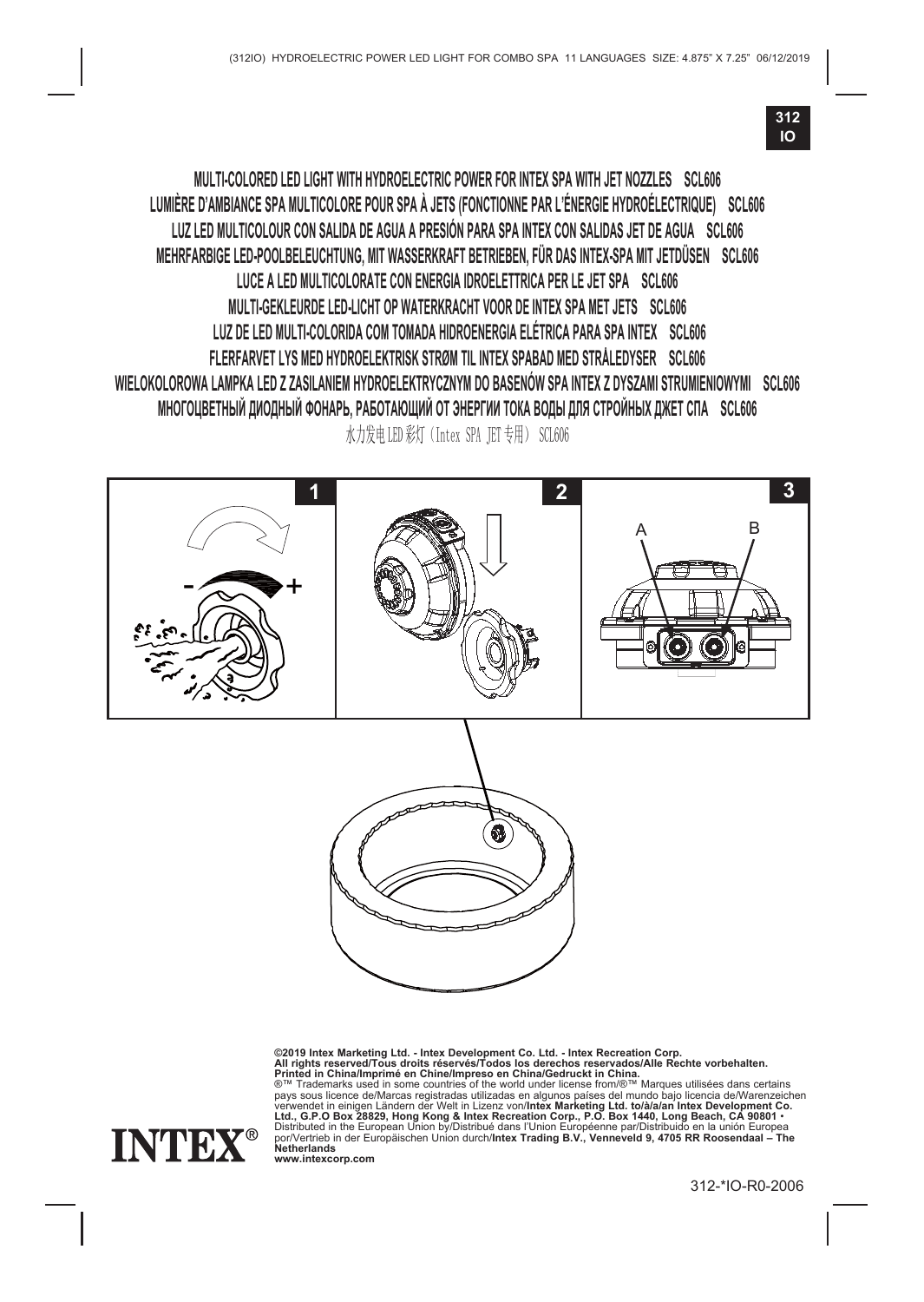312
IO

# MULTI-COLORED LED LIGHT WITH HYDROELECTRIC POWER FOR INTEX SPA WITH JET NOZZLES SCL606
# LUMIÈRE D'AMBIANCE SPA MULTICOLORE POUR SPA À JETS (FONCTIONNE PAR L'ÉNERGIE HYDROÉLECTRIQUE) SCL606
# LUZ LED MULTICOLOUR CON SALIDA DE AGUA A PRESIÓN PARA SPA INTEX CON SALIDAS JET DE AGUA SCL606
# MEHRFARBIGE LED-POOLBELEUCHTUNG, MIT WASSERKRAFT BETRIEBEN, FÜR DAS INTEX-SPA MIT JETDÜSEN SCL606
# LUCE A LED MULTICOLORATE CON ENERGIA IDROELETTRICA PER LE JET SPA SCL606
# MULTI-GEKLEURDE LED-LICHT OP WATERKRACHT VOOR DE INTEX SPA MET JETS SCL606
# LUZ DE LED MULTI-COLORIDA COM TOMADA HIDROENERGIA ELÉTRICA PARA SPA INTEX SCL606
# FLERFARVET LYS MED HYDROELEKTRISK STRØM TIL INTEX SPABAD MED STRÅLEDYSER SCL606
# WIELOKOLOROWA LAMPKA LED Z ZASILANIEM HYDROELEKTRYCZNYM DO BASENÓW SPA INTEX Z DYSZAMI STRUMIENIOWYMI SCL606
# МНОГОЦВЕТНЫЙ ДИОДНЫЙ ФОНАРЬ, РАБОТАЮЩИЙ ОТ ЭНЕРГИИ ТОКА ВОДЫ ДЛЯ СТРОЙНЫХ ДЖЕТ СПА SCL606
# 水力发电LED彩灯（Intex SPA JET专用） SCL606

1 2 3

- +

A B

**©2019 Intex Marketing Ltd. - Intex Development Co. Ltd. - Intex Recreation Corp.**
**All rights reserved/Tous droits réservés/Todos los derechos reservados/Alle Rechte vorbehalten.**
**Printed in China/Imprimé en Chine/Impreso en China/Gedruckt in China.**
®™ Trademarks used in some countries of the world under license from/®™ Marques utilisées dans certains pays sous licence de/Marcas registradas utilizadas en algunos países del mundo bajo licencia de/Warenzeichen verwendet in einigen Ländern der Welt in Lizenz von/**Intex Marketing Ltd. to/à/a/an Intex Development Co. Ltd., G.P.O Box 28829, Hong Kong & Intex Recreation Corp., P.O. Box 1440, Long Beach, CA 90801 •** Distributed in the European Union by/Distribué dans l'Union Européenne par/Distribuido en la unión Europea por/Vertrieb in der Europäischen Union durch/**Intex Trading B.V., Venneveld 9, 4705 RR Roosendaal – The Netherlands**
**www.intexcorp.com**

INTEX®

312-*IO-R0-2006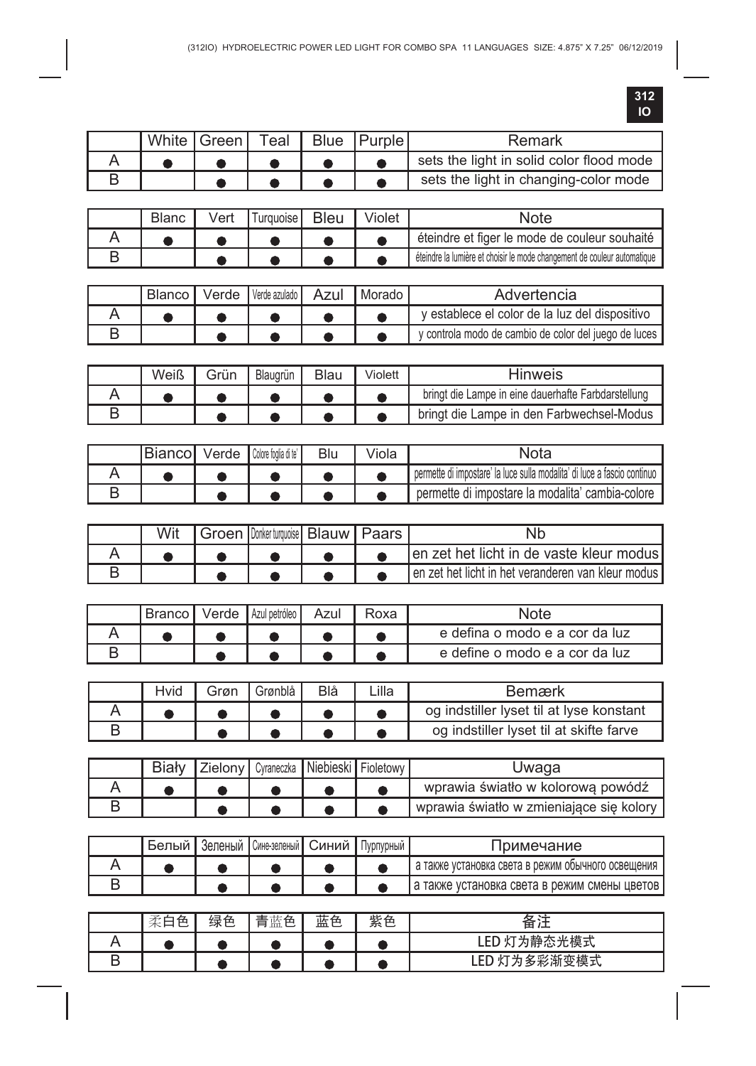| | White | Green | Teal | Blue | Purple | Remark |
|---|---|---|---|---|---|---|
| A | ● | ● | ● | ● | ● | sets the light in solid color flood mode |
| B | | ● | ● | ● | ● | sets the light in changing-color mode |

| | Blanc | Vert | Turquoise | Bleu | Violet | Note |
|---|---|---|---|---|---|---|
| A | ● | ● | ● | ● | ● | éteindre et figer le mode de couleur souhaité |
| B | | ● | ● | ● | ● | éteindre la lumière et choisir le mode changement de couleur automatique |

| | Blanco | Verde | Verde azulado | Azul | Morado | Advertencia |
|---|---|---|---|---|---|---|
| A | ● | ● | ● | ● | ● | y establece el color de la luz del dispositivo |
| B | | ● | ● | ● | ● | y controla modo de cambio de color del juego de luces |

| | Weiß | Grün | Blaugrün | Blau | Violett | Hinweis |
|---|---|---|---|---|---|---|
| A | ● | ● | ● | ● | ● | bringt die Lampe in eine dauerhafte Farbdarstellung |
| B | | ● | ● | ● | ● | bringt die Lampe in den Farbwechsel-Modus |

| | Bianco | Verde | Colore foglia di te' | Blu | Viola | Nota |
|---|---|---|---|---|---|---|
| A | ● | ● | ● | ● | ● | permette di impostare' la luce sulla modalita' di luce a fascio continuo |
| B | | ● | ● | ● | ● | permette di impostare la modalita' cambia-colore |

| | Wit | Groen | Donker turquoise | Blauw | Paars | Nb |
|---|---|---|---|---|---|---|
| A | ● | ● | ● | ● | ● | en zet het licht in de vaste kleur modus |
| B | | ● | ● | ● | ● | en zet het licht in het veranderen van kleur modus |

| | Branco | Verde | Azul petróleo | Azul | Roxa | Note |
|---|---|---|---|---|---|---|
| A | ● | ● | ● | ● | ● | e defina o modo e a cor da luz |
| B | | ● | ● | ● | ● | e define o modo e a cor da luz |

| | Hvid | Grøn | Grønblå | Blå | Lilla | Bemærk |
|---|---|---|---|---|---|---|
| A | ● | ● | ● | ● | ● | og indstiller lyset til at lyse konstant |
| B | | ● | ● | ● | ● | og indstiller lyset til at skifte farve |

| | Biały | Zielony | Cyraneczka | Niebieski | Fioletowy | Uwaga |
|---|---|---|---|---|---|---|
| A | ● | ● | ● | ● | ● | wprawia światło w kolorową powódź |
| B | | ● | ● | ● | ● | wprawia światło w zmieniające się kolory |

| | Белый | Зеленый | Сине-зеленый | Синий | Пурпурный | Примечание |
|---|---|---|---|---|---|---|
| A | ● | ● | ● | ● | ● | а также установка света в режим обычного освещения |
| B | | ● | ● | ● | ● | а также установка света в режим смены цветов |

| | 柔白色 | 绿色 | 青蓝色 | 蓝色 | 紫色 | 备注 |
|---|---|---|---|---|---|---|
| A | ● | ● | ● | ● | ● | LED 灯为静态光模式 |
| B | | ● | ● | ● | ● | LED 灯为多彩渐变模式 |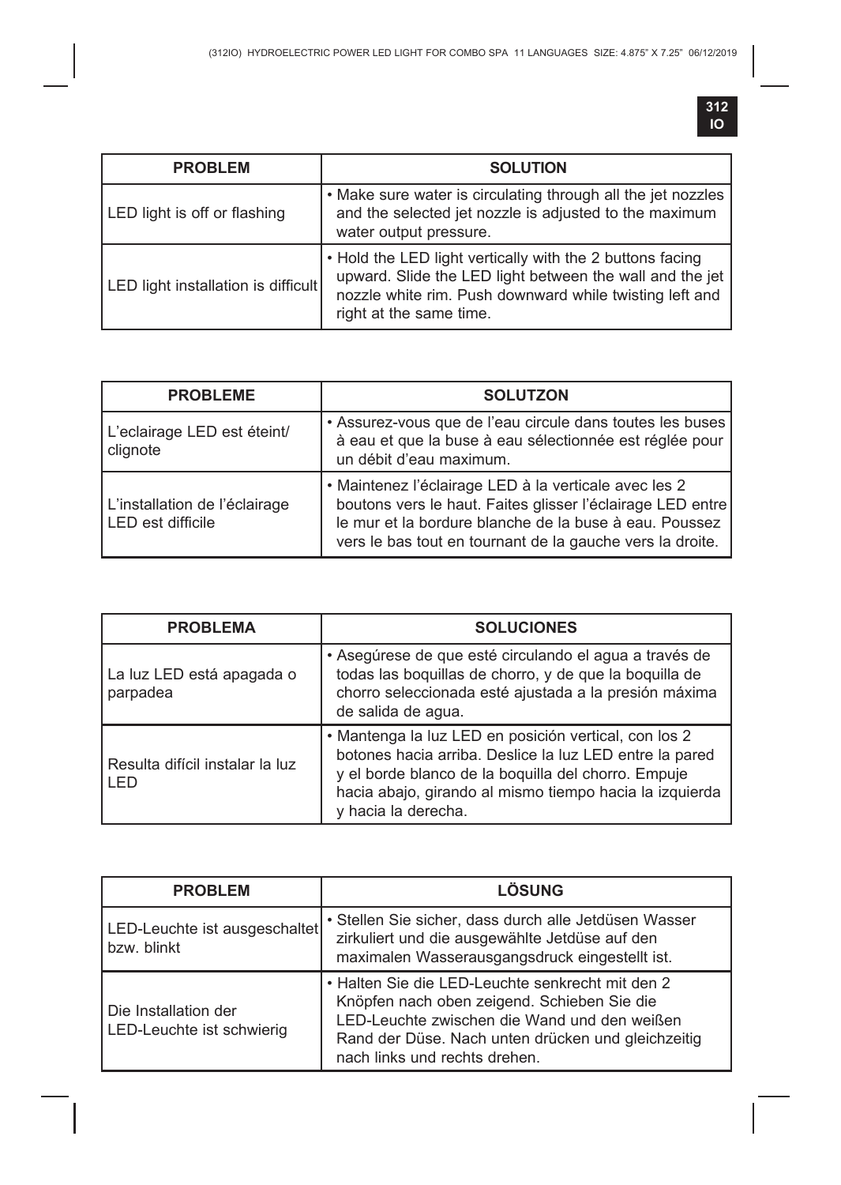| PROBLEM | SOLUTION |
| --- | --- |
| LED light is off or flashing | • Make sure water is circulating through all the jet nozzles and the selected jet nozzle is adjusted to the maximum water output pressure. |
| LED light installation is difficult | • Hold the LED light vertically with the 2 buttons facing upward. Slide the LED light between the wall and the jet nozzle white rim. Push downward while twisting left and right at the same time. |

| PROBLEME | SOLUTZON |
| --- | --- |
| L'eclairage LED est éteint/ clignote | • Assurez-vous que de l'eau circule dans toutes les buses à eau et que la buse à eau sélectionnée est réglée pour un débit d'eau maximum. |
| L'installation de l'éclairage LED est difficile | • Maintenez l'éclairage LED à la verticale avec les 2 boutons vers le haut. Faites glisser l'éclairage LED entre le mur et la bordure blanche de la buse à eau. Poussez vers le bas tout en tournant de la gauche vers la droite. |

| PROBLEMA | SOLUCIONES |
| --- | --- |
| La luz LED está apagada o parpadea | • Asegúrese de que esté circulando el agua a través de todas las boquillas de chorro, y de que la boquilla de chorro seleccionada esté ajustada a la presión máxima de salida de agua. |
| Resulta difícil instalar la luz LED | • Mantenga la luz LED en posición vertical, con los 2 botones hacia arriba. Deslice la luz LED entre la pared y el borde blanco de la boquilla del chorro. Empuje hacia abajo, girando al mismo tiempo hacia la izquierda y hacia la derecha. |

| PROBLEM | LÖSUNG |
| --- | --- |
| LED-Leuchte ist ausgeschaltet bzw. blinkt | • Stellen Sie sicher, dass durch alle Jetdüsen Wasser zirkuliert und die ausgewählte Jetdüse auf den maximalen Wasserausgangsdruck eingestellt ist. |
| Die Installation der LED-Leuchte ist schwierig | • Halten Sie die LED-Leuchte senkrecht mit den 2 Knöpfen nach oben zeigend. Schieben Sie die LED-Leuchte zwischen die Wand und den weißen Rand der Düse. Nach unten drücken und gleichzeitig nach links und rechts drehen. |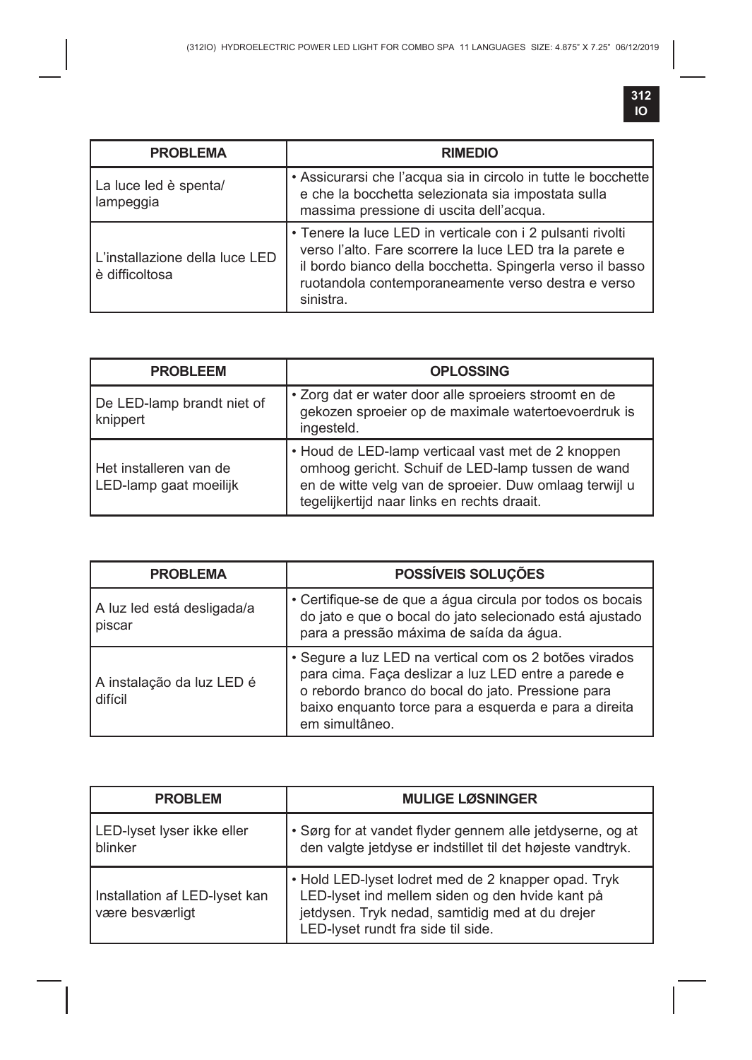| PROBLEMA | RIMEDIO |
|---|---|
| La luce led è spenta/ lampeggia | • Assicurarsi che l'acqua sia in circolo in tutte le bocchette e che la bocchetta selezionata sia impostata sulla massima pressione di uscita dell'acqua. |
| L'installazione della luce LED è difficoltosa | • Tenere la luce LED in verticale con i 2 pulsanti rivolti verso l'alto. Fare scorrere la luce LED tra la parete e il bordo bianco della bocchetta. Spingerla verso il basso ruotandola contemporaneamente verso destra e verso sinistra. |

| PROBLEEM | OPLOSSING |
|---|---|
| De LED-lamp brandt niet of knippert | • Zorg dat er water door alle sproeiers stroomt en de gekozen sproeier op de maximale watertoevoerdruk is ingesteld. |
| Het installeren van de LED-lamp gaat moeilijk | • Houd de LED-lamp verticaal vast met de 2 knoppen omhoog gericht. Schuif de LED-lamp tussen de wand en de witte velg van de sproeier. Duw omlaag terwijl u tegelijkertijd naar links en rechts draait. |

| PROBLEMA | POSSÍVEIS SOLUÇÕES |
|---|---|
| A luz led está desligada/a piscar | • Certifique-se de que a água circula por todos os bocais do jato e que o bocal do jato selecionado está ajustado para a pressão máxima de saída da água. |
| A instalação da luz LED é difícil | • Segure a luz LED na vertical com os 2 botões virados para cima. Faça deslizar a luz LED entre a parede e o rebordo branco do bocal do jato. Pressione para baixo enquanto torce para a esquerda e para a direita em simultâneo. |

| PROBLEM | MULIGE LØSNINGER |
|---|---|
| LED-lyset lyser ikke eller blinker | • Sørg for at vandet flyder gennem alle jetdyserne, og at den valgte jetdyse er indstillet til det højeste vandtryk. |
| Installation af LED-lyset kan være besværligt | • Hold LED-lyset lodret med de 2 knapper opad. Tryk LED-lyset ind mellem siden og den hvide kant på jetdysen. Tryk nedad, samtidig med at du drejer LED-lyset rundt fra side til side. |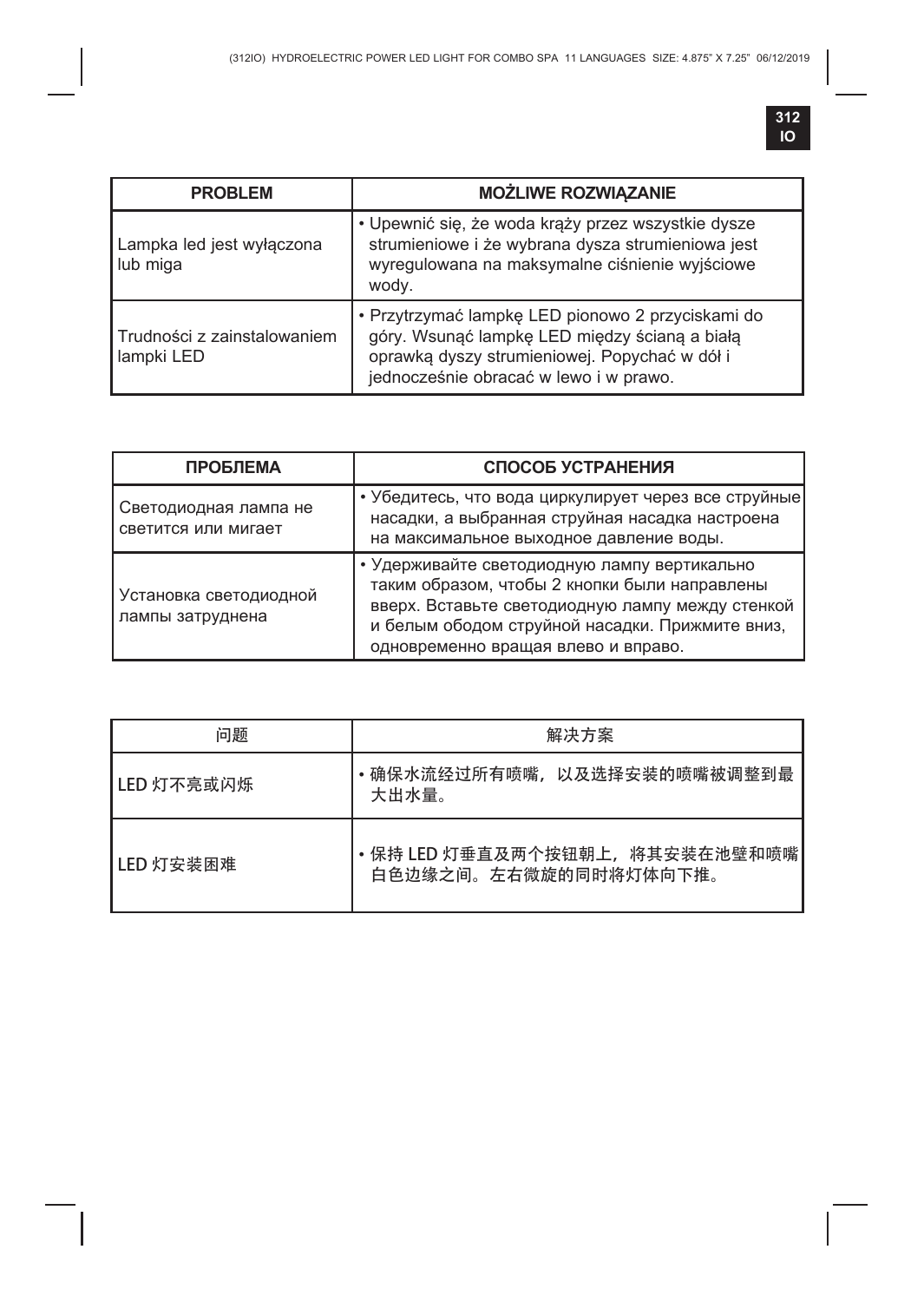| PROBLEM | MOŻLIWE ROZWIĄZANIE |
| --- | --- |
| Lampka led jest wyłączona lub miga | • Upewnić się, że woda krąży przez wszystkie dysze strumieniowe i że wybrana dysza strumieniowa jest wyregulowana na maksymalne ciśnienie wyjściowe wody. |
| Trudności z zainstalowaniem lampki LED | • Przytrzymać lampkę LED pionowo 2 przyciskami do góry. Wsunąć lampkę LED między ścianą a białą oprawką dyszy strumieniowej. Popychać w dół i jednocześnie obracać w lewo i w prawo. |

| ПРОБЛЕМА | СПОСОБ УСТРАНЕНИЯ |
| --- | --- |
| Светодиодная лампа не светится или мигает | • Убедитесь, что вода циркулирует через все струйные насадки, а выбранная струйная насадка настроена на максимальное выходное давление воды. |
| Установка светодиодной лампы затруднена | • Удерживайте светодиодную лампу вертикально таким образом, чтобы 2 кнопки были направлены вверх. Вставьте светодиодную лампу между стенкой и белым ободом струйной насадки. Прижмите вниз, одновременно вращая влево и вправо. |

| 问题 | 解决方案 |
| --- | --- |
| LED 灯不亮或闪烁 | • 确保水流经过所有喷嘴，以及选择安装的喷嘴被调整到最大出水量。 |
| LED 灯安装困难 | • 保持 LED 灯垂直及两个按钮朝上，将其安装在池壁和喷嘴白色边缘之间。左右微旋的同时将灯体向下推。 |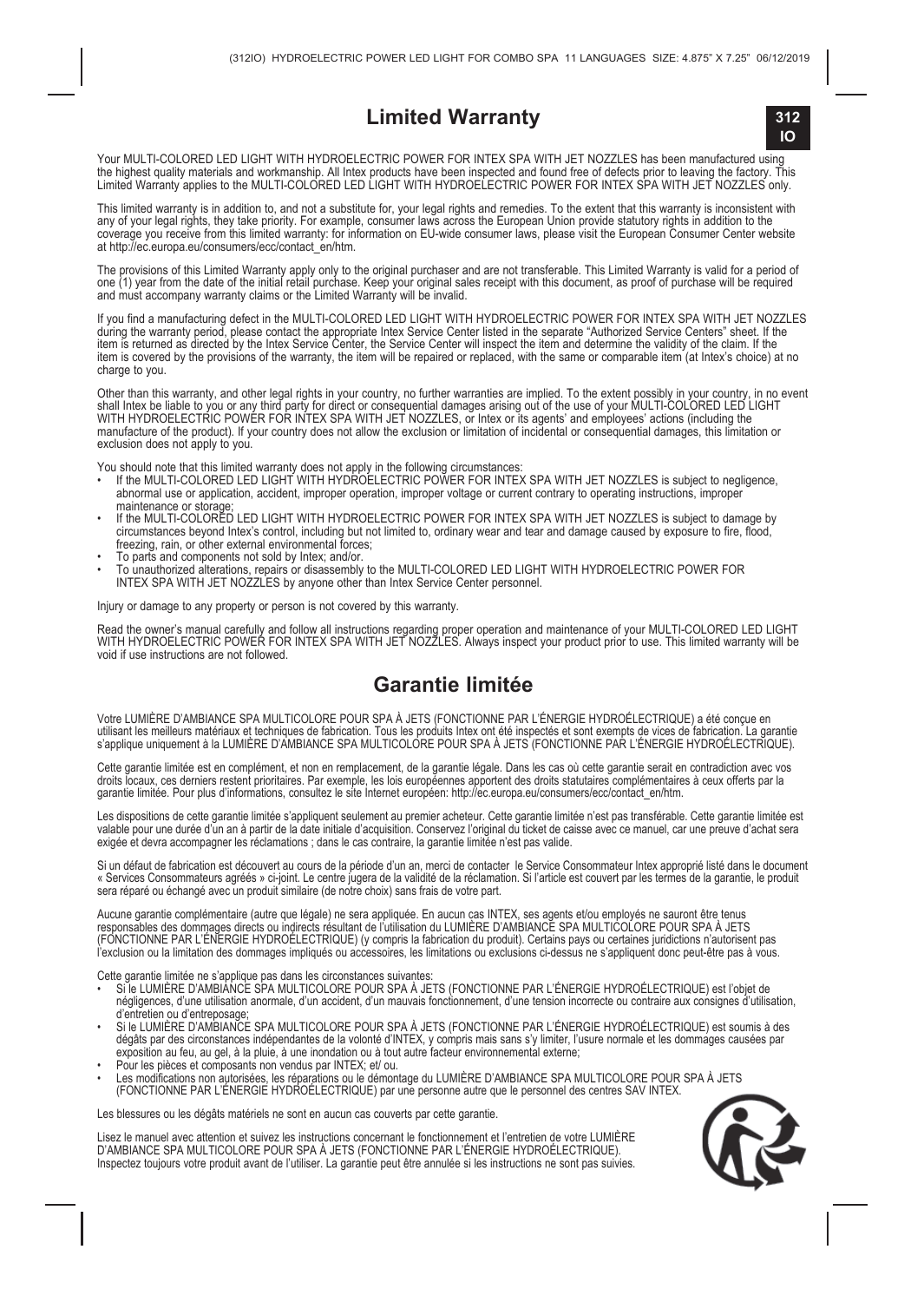## Limited Warranty

Your MULTI-COLORED LED LIGHT WITH HYDROELECTRIC POWER FOR INTEX SPA WITH JET NOZZLES has been manufactured using the highest quality materials and workmanship. All Intex products have been inspected and found free of defects prior to leaving the factory. This Limited Warranty applies to the MULTI-COLORED LED LIGHT WITH HYDROELECTRIC POWER FOR INTEX SPA WITH JET NOZZLES only.

This limited warranty is in addition to, and not a substitute for, your legal rights and remedies. To the extent that this warranty is inconsistent with any of your legal rights, they take priority. For example, consumer laws across the European Union provide statutory rights in addition to the coverage you receive from this limited warranty: for information on EU-wide consumer laws, please visit the European Consumer Center website at http://ec.europa.eu/consumers/ecc/contact_en/htm.

The provisions of this Limited Warranty apply only to the original purchaser and are not transferable. This Limited Warranty is valid for a period of one (1) year from the date of the initial retail purchase. Keep your original sales receipt with this document, as proof of purchase will be required and must accompany warranty claims or the Limited Warranty will be invalid.

If you find a manufacturing defect in the MULTI-COLORED LED LIGHT WITH HYDROELECTRIC POWER FOR INTEX SPA WITH JET NOZZLES during the warranty period, please contact the appropriate Intex Service Center listed in the separate "Authorized Service Centers" sheet. If the item is returned as directed by the Intex Service Center, the Service Center will inspect the item and determine the validity of the claim. If the item is covered by the provisions of the warranty, the item will be repaired or replaced, with the same or comparable item (at Intex's choice) at no charge to you.

Other than this warranty, and other legal rights in your country, no further warranties are implied. To the extent possibly in your country, in no event shall Intex be liable to you or any third party for direct or consequential damages arising out of the use of your MULTI-COLORED LED LIGHT WITH HYDROELECTRIC POWER FOR INTEX SPA WITH JET NOZZLES, or Intex or its agents' and employees' actions (including the manufacture of the product). If your country does not allow the exclusion or limitation of incidental or consequential damages, this limitation or exclusion does not apply to you.

You should note that this limited warranty does not apply in the following circumstances:

- If the MULTI-COLORED LED LIGHT WITH HYDROELECTRIC POWER FOR INTEX SPA WITH JET NOZZLES is subject to negligence, abnormal use or application, accident, improper operation, improper voltage or current contrary to operating instructions, improper maintenance or storage;
- If the MULTI-COLORED LED LIGHT WITH HYDROELECTRIC POWER FOR INTEX SPA WITH JET NOZZLES is subject to damage by circumstances beyond Intex's control, including but not limited to, ordinary wear and tear and damage caused by exposure to fire, flood, freezing, rain, or other external environmental forces;
- To parts and components not sold by Intex; and/or.
- To unauthorized alterations, repairs or disassembly to the MULTI-COLORED LED LIGHT WITH HYDROELECTRIC POWER FOR INTEX SPA WITH JET NOZZLES by anyone other than Intex Service Center personnel.

Injury or damage to any property or person is not covered by this warranty.

Read the owner's manual carefully and follow all instructions regarding proper operation and maintenance of your MULTI-COLORED LED LIGHT WITH HYDROELECTRIC POWER FOR INTEX SPA WITH JET NOZZLES. Always inspect your product prior to use. This limited warranty will be void if use instructions are not followed.

## Garantie limitée

Votre LUMIÈRE D'AMBIANCE SPA MULTICOLORE POUR SPA À JETS (FONCTIONNE PAR L'ÉNERGIE HYDROÉLECTRIQUE) a été conçue en utilisant les meilleurs matériaux et techniques de fabrication. Tous les produits Intex ont été inspectés et sont exempts de vices de fabrication. La garantie s'applique uniquement à la LUMIÈRE D'AMBIANCE SPA MULTICOLORE POUR SPA À JETS (FONCTIONNE PAR L'ÉNERGIE HYDROÉLECTRIQUE).

Cette garantie limitée est en complément, et non en remplacement, de la garantie légale. Dans les cas où cette garantie serait en contradiction avec vos droits locaux, ces derniers restent prioritaires. Par exemple, les lois européennes apportent des droits statutaires complémentaires à ceux offerts par la garantie limitée. Pour plus d'informations, consultez le site Internet européen: http://ec.europa.eu/consumers/ecc/contact_en/htm.

Les dispositions de cette garantie limitée s'appliquent seulement au premier acheteur. Cette garantie limitée n'est pas transférable. Cette garantie limitée est valable pour une durée d'un an à partir de la date initiale d'acquisition. Conservez l'original du ticket de caisse avec ce manuel, car une preuve d'achat sera exigée et devra accompagner les réclamations ; dans le cas contraire, la garantie limitée n'est pas valide.

Si un défaut de fabrication est découvert au cours de la période d'un an, merci de contacter le Service Consommateur Intex approprié listé dans le document « Services Consommateurs agréés » ci-joint. Le centre jugera de la validité de la réclamation. Si l'article est couvert par les termes de la garantie, le produit sera réparé ou échangé avec un produit similaire (de notre choix) sans frais de votre part.

Aucune garantie complémentaire (autre que légale) ne sera appliquée. En aucun cas INTEX, ses agents et/ou employés ne sauront être tenus responsables des dommages directs ou indirects résultant de l'utilisation du LUMIÈRE D'AMBIANCE SPA MULTICOLORE POUR SPA À JETS (FONCTIONNE PAR L'ÉNERGIE HYDROÉLECTRIQUE) (y compris la fabrication du produit). Certains pays ou certaines juridictions n'autorisent pas l'exclusion ou la limitation des dommages impliqués ou accessoires, les limitations ou exclusions ci-dessus ne s'appliquent donc peut-être pas à vous.

Cette garantie limitée ne s'applique pas dans les circonstances suivantes:

- Si le LUMIÈRE D'AMBIANCE SPA MULTICOLORE POUR SPA À JETS (FONCTIONNE PAR L'ÉNERGIE HYDROÉLECTRIQUE) est l'objet de négligences, d'une utilisation anormale, d'un accident, d'un mauvais fonctionnement, d'une tension incorrecte ou contraire aux consignes d'utilisation, d'entretien ou d'entreposage;
- Si le LUMIÈRE D'AMBIANCE SPA MULTICOLORE POUR SPA À JETS (FONCTIONNE PAR L'ÉNERGIE HYDROÉLECTRIQUE) est soumis à des dégâts par des circonstances indépendantes de la volonté d'INTEX, y compris mais sans s'y limiter, l'usure normale et les dommages causées par exposition au feu, au gel, à la pluie, à une inondation ou à tout autre facteur environnemental externe;
- Pour les pièces et composants non vendus par INTEX; et/ ou.
- Les modifications non autorisées, les réparations ou le démontage du LUMIÈRE D'AMBIANCE SPA MULTICOLORE POUR SPA À JETS (FONCTIONNE PAR L'ÉNERGIE HYDROÉLECTRIQUE) par une personne autre que le personnel des centres SAV INTEX.

Les blessures ou les dégâts matériels ne sont en aucun cas couverts par cette garantie.

Lisez le manuel avec attention et suivez les instructions concernant le fonctionnement et l'entretien de votre LUMIÈRE D'AMBIANCE SPA MULTICOLORE POUR SPA À JETS (FONCTIONNE PAR L'ÉNERGIE HYDROÉLECTRIQUE). Inspectez toujours votre produit avant de l'utiliser. La garantie peut être annulée si les instructions ne sont pas suivies.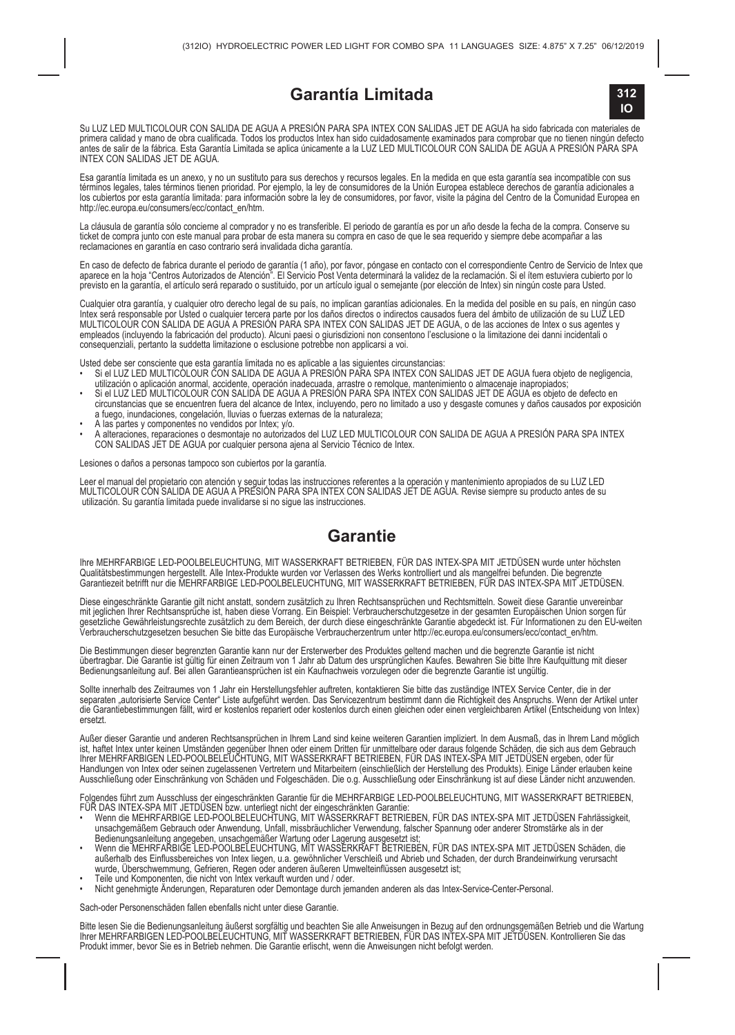# Garantía Limitada

Su LUZ LED MULTICOLOUR CON SALIDA DE AGUA A PRESIÓN PARA SPA INTEX CON SALIDAS JET DE AGUA ha sido fabricada con materiales de primera calidad y mano de obra cualificada. Todos los productos Intex han sido cuidadosamente examinados para comprobar que no tienen ningún defecto antes de salir de la fábrica. Esta Garantía Limitada se aplica únicamente a la LUZ LED MULTICOLOUR CON SALIDA DE AGUA A PRESIÓN PARA SPA INTEX CON SALIDAS JET DE AGUA.

Esa garantía limitada es un anexo, y no un sustituto para sus derechos y recursos legales. En la medida en que esta garantía sea incompatible con sus términos legales, tales términos tienen prioridad. Por ejemplo, la ley de consumidores de la Unión Europea establece derechos de garantía adicionales a los cubiertos por esta garantía limitada: para información sobre la ley de consumidores, por favor, visite la página del Centro de la Comunidad Europea en http://ec.europa.eu/consumers/ecc/contact_en/htm.

La cláusula de garantía sólo concierne al comprador y no es transferible. El periodo de garantía es por un año desde la fecha de la compra. Conserve su ticket de compra junto con este manual para probar de esta manera su compra en caso de que le sea requerido y siempre debe acompañar a las reclamaciones en garantía en caso contrario será invalidada dicha garantía.

En caso de defecto de fabrica durante el periodo de garantía (1 año), por favor, póngase en contacto con el correspondiente Centro de Servicio de Intex que aparece en la hoja "Centros Autorizados de Atención". El Servicio Post Venta determinará la validez de la reclamación. Si el ítem estuviera cubierto por lo previsto en la garantía, el artículo será reparado o sustituido, por un artículo igual o semejante (por elección de Intex) sin ningún coste para Usted.

Cualquier otra garantía, y cualquier otro derecho legal de su país, no implican garantías adicionales. En la medida del posible en su país, en ningún caso Intex será responsable por Usted o cualquier tercera parte por los daños directos o indirectos causados fuera del ámbito de utilización de su LUZ LED MULTICOLOUR CON SALIDA DE AGUA A PRESIÓN PARA SPA INTEX CON SALIDAS JET DE AGUA, o de las acciones de Intex o sus agentes y empleados (incluyendo la fabricación del producto). Alcuni paesi o giurisdizioni non consentono l'esclusione o la limitazione dei danni incidentali o consequenziali, pertanto la suddetta limitazione o esclusione potrebbe non applicarsi a voi.

Usted debe ser consciente que esta garantía limitada no es aplicable a las siguientes circunstancias:

- Si el LUZ LED MULTICOLOUR CON SALIDA DE AGUA A PRESIÓN PARA SPA INTEX CON SALIDAS JET DE AGUA fuera objeto de negligencia, utilización o aplicación anormal, accidente, operación inadecuada, arrastre o remolque, mantenimiento o almacenaje inapropiados;
- Si el LUZ LED MULTICOLOUR CON SALIDA DE AGUA A PRESIÓN PARA SPA INTEX CON SALIDAS JET DE AGUA es objeto de defecto en circunstancias que se encuentren fuera del alcance de Intex, incluyendo, pero no limitado a uso y desgaste comunes y daños causados por exposición a fuego, inundaciones, congelación, lluvias o fuerzas externas de la naturaleza;
- A las partes y componentes no vendidos por Intex; y/o.
- A alteraciones, reparaciones o desmontaje no autorizados del LUZ LED MULTICOLOUR CON SALIDA DE AGUA A PRESIÓN PARA SPA INTEX CON SALIDAS JET DE AGUA por cualquier persona ajena al Servicio Técnico de Intex.

Lesiones o daños a personas tampoco son cubiertos por la garantía.

Leer el manual del propietario con atención y seguir todas las instrucciones referentes a la operación y mantenimiento apropiados de su LUZ LED MULTICOLOUR CON SALIDA DE AGUA A PRESIÓN PARA SPA INTEX CON SALIDAS JET DE AGUA. Revise siempre su producto antes de su utilización. Su garantía limitada puede invalidarse si no sigue las instrucciones.

# Garantie

Ihre MEHRFARBIGE LED-POOLBELEUCHTUNG, MIT WASSERKRAFT BETRIEBEN, FÜR DAS INTEX-SPA MIT JETDÜSEN wurde unter höchsten Qualitätsbestimmungen hergestellt. Alle Intex-Produkte wurden vor Verlassen des Werks kontrolliert und als mangelfrei befunden. Die begrenzte Garantiezeit betrifft nur die MEHRFARBIGE LED-POOLBELEUCHTUNG, MIT WASSERKRAFT BETRIEBEN, FÜR DAS INTEX-SPA MIT JETDÜSEN.

Diese eingeschränkte Garantie gilt nicht anstatt, sondern zusätzlich zu Ihren Rechtsansprüchen und Rechtsmitteln. Soweit diese Garantie unvereinbar mit jeglichen Ihrer Rechtsansprüche ist, haben diese Vorrang. Ein Beispiel: Verbraucherschutzgesetze in der gesamten Europäischen Union sorgen für gesetzliche Gewährleistungsrechte zusätzlich zu dem Bereich, der durch diese eingeschränkte Garantie abgedeckt ist. Für Informationen zu den EU-weiten Verbraucherschutzgesetzen besuchen Sie bitte das Europäische Verbraucherzentrum unter http://ec.europa.eu/consumers/ecc/contact_en/htm.

Die Bestimmungen dieser begrenzten Garantie kann nur der Ersterwerber des Produktes geltend machen und die begrenzte Garantie ist nicht übertragbar. Die Garantie ist gültig für einen Zeitraum von 1 Jahr ab Datum des ursprünglichen Kaufes. Bewahren Sie bitte Ihre Kaufquittung mit dieser Bedienungsanleitung auf. Bei allen Garantieansprüchen ist ein Kaufnachweis vorzulegen oder die begrenzte Garantie ist ungültig.

Sollte innerhalb des Zeitraumes von 1 Jahr ein Herstellungsfehler auftreten, kontaktieren Sie bitte das zuständige INTEX Service Center, die in der separaten „autorisierte Service Center" Liste aufgeführt werden. Das Servicezentrum bestimmt dann die Richtigkeit des Anspruchs. Wenn der Artikel unter die Garantiebestimmungen fällt, wird er kostenlos repariert oder kostenlos durch einen gleichen oder einen vergleichbaren Artikel (Entscheidung von Intex) ersetzt.

Außer dieser Garantie und anderen Rechtsansprüchen in Ihrem Land sind keine weiteren Garantien impliziert. In dem Ausmaß, das in Ihrem Land möglich ist, haftet Intex unter keinen Umständen gegenüber Ihnen oder einem Dritten für unmittelbare oder daraus folgende Schäden, die sich aus dem Gebrauch Ihrer MEHRFARBIGEN LED-POOLBELEUCHTUNG, MIT WASSERKRAFT BETRIEBEN, FÜR DAS INTEX-SPA MIT JETDÜSEN ergeben, oder für Handlungen von Intex oder seinen zugelassenen Vertretern und Mitarbeitern (einschließlich der Herstellung des Produkts). Einige Länder erlauben keine Ausschließung oder Einschränkung von Schäden und Folgeschäden. Die o.g. Ausschließung oder Einschränkung ist auf diese Länder nicht anzuwenden.

Folgendes führt zum Ausschluss der eingeschränkten Garantie für die MEHRFARBIGE LED-POOLBELEUCHTUNG, MIT WASSERKRAFT BETRIEBEN, FÜR DAS INTEX-SPA MIT JETDÜSEN bzw. unterliegt nicht der eingeschränkten Garantie:

- Wenn die MEHRFARBIGE LED-POOLBELEUCHTUNG, MIT WASSERKRAFT BETRIEBEN, FÜR DAS INTEX-SPA MIT JETDÜSEN Fahrlässigkeit, unsachgemäßem Gebrauch oder Anwendung, Unfall, missbräuchlicher Verwendung, falscher Spannung oder anderer Stromstärke als in der Bedienungsanleitung angegeben, unsachgemäßer Wartung oder Lagerung ausgesetzt ist;
- Wenn die MEHRFARBIGE LED-POOLBELEUCHTUNG, MIT WASSERKRAFT BETRIEBEN, FÜR DAS INTEX-SPA MIT JETDÜSEN Schäden, die außerhalb des Einflussbereiches von Intex liegen, u.a. gewöhnlicher Verschleiß und Abrieb und Schaden, der durch Brandeinwirkung verursacht wurde, Überschwemmung, Gefrieren, Regen oder anderen äußeren Umwelteinflüssen ausgesetzt ist;
- Teile und Komponenten, die nicht von Intex verkauft wurden und / oder.
- Nicht genehmigte Änderungen, Reparaturen oder Demontage durch jemanden anderen als das Intex-Service-Center-Personal.

Sach-oder Personenschäden fallen ebenfalls nicht unter diese Garantie.

Bitte lesen Sie die Bedienungsanleitung äußerst sorgfältig und beachten Sie alle Anweisungen in Bezug auf den ordnungsgemäßen Betrieb und die Wartung Ihrer MEHRFARBIGEN LED-POOLBELEUCHTUNG, MIT WASSERKRAFT BETRIEBEN, FÜR DAS INTEX-SPA MIT JETDÜSEN. Kontrollieren Sie das Produkt immer, bevor Sie es in Betrieb nehmen. Die Garantie erlischt, wenn die Anweisungen nicht befolgt werden.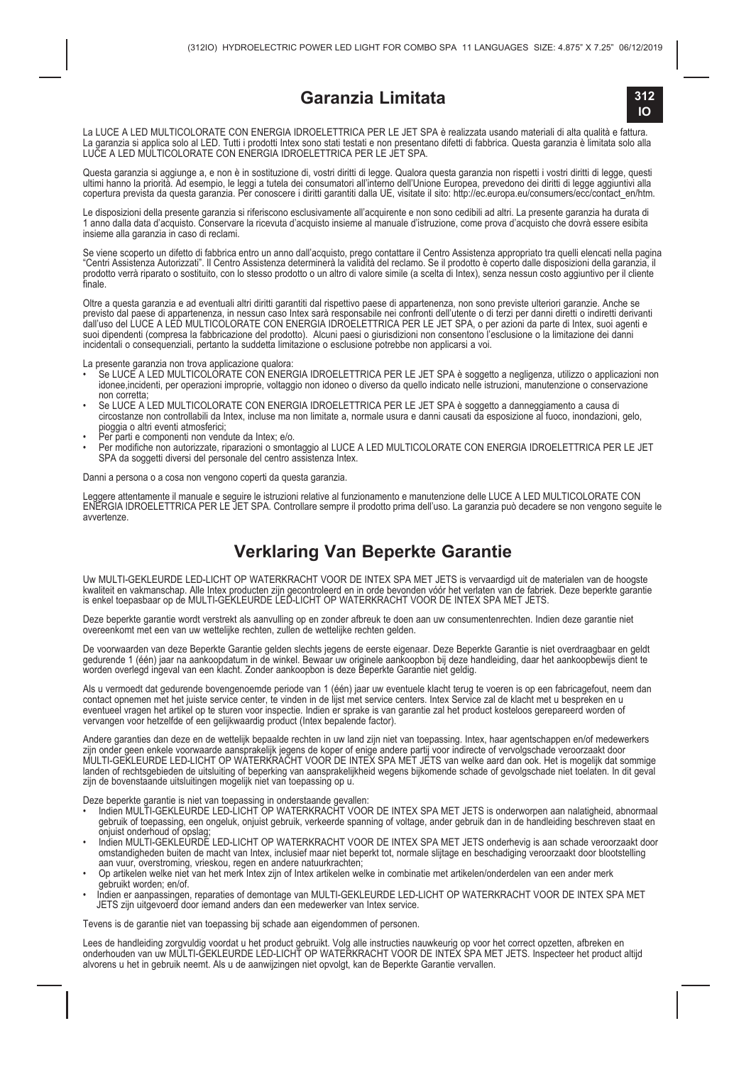# Garanzia Limitata

La LUCE A LED MULTICOLORATE CON ENERGIA IDROELETTRICA PER LE JET SPA è realizzata usando materiali di alta qualità e fattura. La garanzia si applica solo al LED. Tutti i prodotti Intex sono stati testati e non presentano difetti di fabbrica. Questa garanzia è limitata solo alla LUCE A LED MULTICOLORATE CON ENERGIA IDROELETTRICA PER LE JET SPA.

Questa garanzia si aggiunge a, e non è in sostituzione di, vostri diritti di legge. Qualora questa garanzia non rispetti i vostri diritti di legge, questi ultimi hanno la priorità. Ad esempio, le leggi a tutela dei consumatori all'interno dell'Unione Europea, prevedono dei diritti di legge aggiuntivi alla copertura prevista da questa garanzia. Per conoscere i diritti garantiti dalla UE, visitate il sito: http://ec.europa.eu/consumers/ecc/contact_en/htm.

Le disposizioni della presente garanzia si riferiscono esclusivamente all'acquirente e non sono cedibili ad altri. La presente garanzia ha durata di 1 anno dalla data d'acquisto. Conservare la ricevuta d'acquisto insieme al manuale d'istruzione, come prova d'acquisto che dovrà essere esibita insieme alla garanzia in caso di reclami.

Se viene scoperto un difetto di fabbrica entro un anno dall'acquisto, prego contattare il Centro Assistenza appropriato tra quelli elencati nella pagina "Centri Assistenza Autorizzati". Il Centro Assistenza determinerà la validità del reclamo. Se il prodotto è coperto dalle disposizioni della garanzia, il prodotto verrà riparato o sostituito, con lo stesso prodotto o un altro di valore simile (a scelta di Intex), senza nessun costo aggiuntivo per il cliente finale.

Oltre a questa garanzia e ad eventuali altri diritti garantiti dal rispettivo paese di appartenenza, non sono previste ulteriori garanzie. Anche se previsto dal paese di appartenenza, in nessun caso Intex sarà responsabile nei confronti dell'utente o di terzi per danni diretti o indiretti derivanti dall'uso del LUCE A LED MULTICOLORATE CON ENERGIA IDROELETTRICA PER LE JET SPA, o per azioni da parte di Intex, suoi agenti e suoi dipendenti (compresa la fabbricazione del prodotto). Alcuni paesi o giurisdizioni non consentono l'esclusione o la limitazione dei danni incidentali o consequenziali, pertanto la suddetta limitazione o esclusione potrebbe non applicarsi a voi.

La presente garanzia non trova applicazione qualora:

- Se LUCE A LED MULTICOLORATE CON ENERGIA IDROELETTRICA PER LE JET SPA è soggetto a negligenza, utilizzo o applicazioni non idonee,incidenti, per operazioni improprie, voltaggio non idoneo o diverso da quello indicato nelle istruzioni, manutenzione o conservazione non corretta;
- Se LUCE A LED MULTICOLORATE CON ENERGIA IDROELETTRICA PER LE JET SPA è soggetto a danneggiamento a causa di circostanze non controllabili da Intex, incluse ma non limitate a, normale usura e danni causati da esposizione al fuoco, inondazioni, gelo, pioggia o altri eventi atmosferici;
- Per parti e componenti non vendute da Intex; e/o.
- Per modifiche non autorizzate, riparazioni o smontaggio al LUCE A LED MULTICOLORATE CON ENERGIA IDROELETTRICA PER LE JET SPA da soggetti diversi del personale del centro assistenza Intex.

Danni a persona o a cosa non vengono coperti da questa garanzia.

Leggere attentamente il manuale e seguire le istruzioni relative al funzionamento e manutenzione delle LUCE A LED MULTICOLORATE CON ENERGIA IDROELETTRICA PER LE JET SPA. Controllare sempre il prodotto prima dell'uso. La garanzia può decadere se non vengono seguite le avvertenze.

# Verklaring Van Beperkte Garantie

Uw MULTI-GEKLEURDE LED-LICHT OP WATERKRACHT VOOR DE INTEX SPA MET JETS is vervaardigd uit de materialen van de hoogste kwaliteit en vakmanschap. Alle Intex producten zijn gecontroleerd en in orde bevonden vóór het verlaten van de fabriek. Deze beperkte garantie is enkel toepasbaar op de MULTI-GEKLEURDE LED-LICHT OP WATERKRACHT VOOR DE INTEX SPA MET JETS.

Deze beperkte garantie wordt verstrekt als aanvulling op en zonder afbreuk te doen aan uw consumentenrechten. Indien deze garantie niet overeenkomt met een van uw wettelijke rechten, zullen de wettelijke rechten gelden.

De voorwaarden van deze Beperkte Garantie gelden slechts jegens de eerste eigenaar. Deze Beperkte Garantie is niet overdraagbaar en geldt gedurende 1 (één) jaar na aankoopdatum in de winkel. Bewaar uw originele aankoopbon bij deze handleiding, daar het aankoopbewijs dient te worden overlegd ingeval van een klacht. Zonder aankoopbon is deze Beperkte Garantie niet geldig.

Als u vermoedt dat gedurende bovengenoemde periode van 1 (één) jaar uw eventuele klacht terug te voeren is op een fabricagefout, neem dan contact opnemen met het juiste service center, te vinden in de lijst met service centers. Intex Service zal de klacht met u bespreken en u eventueel vragen het artikel op te sturen voor inspectie. Indien er sprake is van garantie zal het product kosteloos gerepareerd worden of vervangen voor hetzelfde of een gelijkwaardig product (Intex bepalende factor).

Andere garanties dan deze en de wettelijk bepaalde rechten in uw land zijn niet van toepassing. Intex, haar agentschappen en/of medewerkers zijn onder geen enkele voorwaarde aansprakelijk jegens de koper of enige andere partij voor indirecte of vervolgschade veroorzaakt door MULTI-GEKLEURDE LED-LICHT OP WATERKRACHT VOOR DE INTEX SPA MET JETS van welke aard dan ook. Het is mogelijk dat sommige landen of rechtsgebieden de uitsluiting of beperking van aansprakelijkheid wegens bijkomende schade of gevolgschade niet toelaten. In dit geval zijn de bovenstaande uitsluitingen mogelijk niet van toepassing op u.

Deze beperkte garantie is niet van toepassing in onderstaande gevallen:

- Indien MULTI-GEKLEURDE LED-LICHT OP WATERKRACHT VOOR DE INTEX SPA MET JETS is onderworpen aan nalatigheid, abnormaal gebruik of toepassing, een ongeluk, onjuist gebruik, verkeerde spanning of voltage, ander gebruik dan in de handleiding beschreven staat en onjuist onderhoud of opslag;
- Indien MULTI-GEKLEURDE LED-LICHT OP WATERKRACHT VOOR DE INTEX SPA MET JETS onderhevig is aan schade veroorzaakt door omstandigheden buiten de macht van Intex, inclusief maar niet beperkt tot, normale slijtage en beschadiging veroorzaakt door blootstelling aan vuur, overstroming, vrieskou, regen en andere natuurkrachten;
- Op artikelen welke niet van het merk Intex zijn of Intex artikelen welke in combinatie met artikelen/onderdelen van een ander merk gebruikt worden; en/of.
- Indien er aanpassingen, reparaties of demontage van MULTI-GEKLEURDE LED-LICHT OP WATERKRACHT VOOR DE INTEX SPA MET JETS zijn uitgevoerd door iemand anders dan een medewerker van Intex service.

Tevens is de garantie niet van toepassing bij schade aan eigendommen of personen.

Lees de handleiding zorgvuldig voordat u het product gebruikt. Volg alle instructies nauwkeurig op voor het correct opzetten, afbreken en onderhouden van uw MULTI-GEKLEURDE LED-LICHT OP WATERKRACHT VOOR DE INTEX SPA MET JETS. Inspecteer het product altijd alvorens u het in gebruik neemt. Als u de aanwijzingen niet opvolgt, kan de Beperkte Garantie vervallen.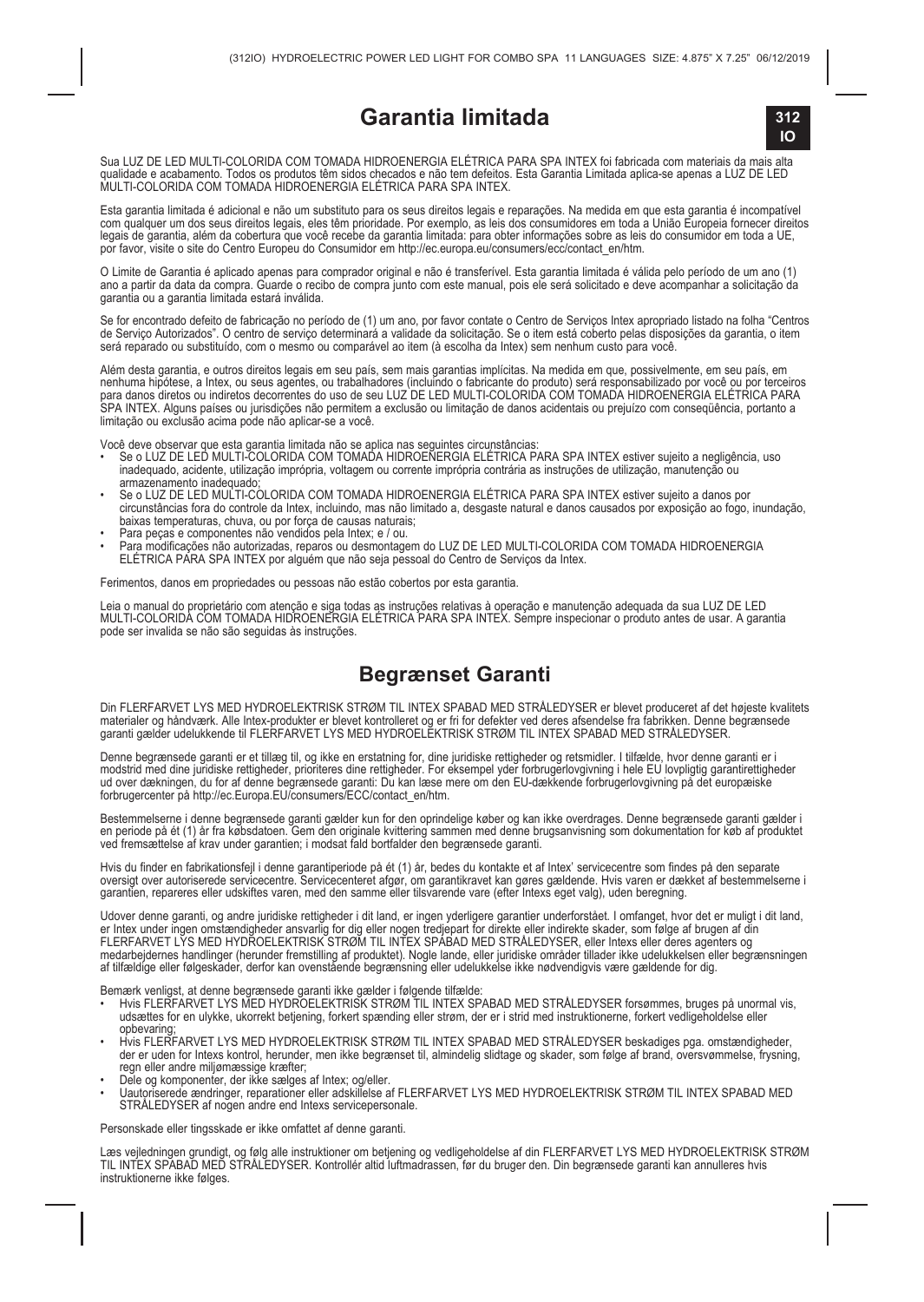# Garantia limitada

Sua LUZ DE LED MULTI-COLORIDA COM TOMADA HIDROENERGIA ELÉTRICA PARA SPA INTEX foi fabricada com materiais da mais alta qualidade e acabamento. Todos os produtos têm sidos checados e não tem defeitos. Esta Garantia Limitada aplica-se apenas a LUZ DE LED MULTI-COLORIDA COM TOMADA HIDROENERGIA ELÉTRICA PARA SPA INTEX.

Esta garantia limitada é adicional e não um substituto para os seus direitos legais e reparações. Na medida em que esta garantia é incompatível com qualquer um dos seus direitos legais, eles têm prioridade. Por exemplo, as leis dos consumidores em toda a União Europeia fornecer direitos legais de garantia, além da cobertura que você recebe da garantia limitada: para obter informações sobre as leis do consumidor em toda a UE, por favor, visite o site do Centro Europeu do Consumidor em http://ec.europa.eu/consumers/ecc/contact_en/htm.

O Limite de Garantia é aplicado apenas para comprador original e não é transferível. Esta garantia limitada é válida pelo período de um ano (1) ano a partir da data da compra. Guarde o recibo de compra junto com este manual, pois ele será solicitado e deve acompanhar a solicitação da garantia ou a garantia limitada estará inválida.

Se for encontrado defeito de fabricação no período de (1) um ano, por favor contate o Centro de Serviços Intex apropriado listado na folha "Centros de Serviço Autorizados". O centro de serviço determinará a validade da solicitação. Se o item está coberto pelas disposições da garantia, o item será reparado ou substituído, com o mesmo ou comparável ao item (à escolha da Intex) sem nenhum custo para você.

Além desta garantia, e outros direitos legais em seu país, sem mais garantias implícitas. Na medida em que, possivelmente, em seu país, em nenhuma hipótese, a Intex, ou seus agentes, ou trabalhadores (incluindo o fabricante do produto) será responsabilizado por você ou por terceiros para danos diretos ou indiretos decorrentes do uso de seu LUZ DE LED MULTI-COLORIDA COM TOMADA HIDROENERGIA ELÉTRICA PARA SPA INTEX. Alguns países ou jurisdições não permitem a exclusão ou limitação de danos acidentais ou prejuízo com conseqüência, portanto a limitação ou exclusão acima pode não aplicar-se a você.

Você deve observar que esta garantia limitada não se aplica nas seguintes circunstâncias:

- Se o LUZ DE LED MULTI-COLORIDA COM TOMADA HIDROENERGIA ELÉTRICA PARA SPA INTEX estiver sujeito a negligência, uso inadequado, acidente, utilização imprópria, voltagem ou corrente imprópria contrária as instruções de utilização, manutenção ou armazenamento inadequado;
- Se o LUZ DE LED MULTI-COLORIDA COM TOMADA HIDROENERGIA ELÉTRICA PARA SPA INTEX estiver sujeito a danos por circunstâncias fora do controle da Intex, incluindo, mas não limitado a, desgaste natural e danos causados por exposição ao fogo, inundação, baixas temperaturas, chuva, ou por força de causas naturais;
- Para peças e componentes não vendidos pela Intex; e / ou.
- Para modificações não autorizadas, reparos ou desmontagem do LUZ DE LED MULTI-COLORIDA COM TOMADA HIDROENERGIA ELÉTRICA PARA SPA INTEX por alguém que não seja pessoal do Centro de Serviços da Intex.

Ferimentos, danos em propriedades ou pessoas não estão cobertos por esta garantia.

Leia o manual do proprietário com atenção e siga todas as instruções relativas à operação e manutenção adequada da sua LUZ DE LED MULTI-COLORIDA COM TOMADA HIDROENERGIA ELÉTRICA PARA SPA INTEX. Sempre inspecionar o produto antes de usar. A garantia pode ser invalida se não são seguidas às instruções.

# Begrænset Garanti

Din FLERFARVET LYS MED HYDROELEKTRISK STRØM TIL INTEX SPABAD MED STRÅLEDYSER er blevet produceret af det højeste kvalitets materialer og håndværk. Alle Intex-produkter er blevet kontrolleret og er fri for defekter ved deres afsendelse fra fabrikken. Denne begrænsede garanti gælder udelukkende til FLERFARVET LYS MED HYDROELEKTRISK STRØM TIL INTEX SPABAD MED STRÅLEDYSER.

Denne begrænsede garanti er et tillæg til, og ikke en erstatning for, dine juridiske rettigheder og retsmidler. I tilfælde, hvor denne garanti er i modstrid med dine juridiske rettigheder, prioriteres dine rettigheder. For eksempel yder forbrugerlovgivning i hele EU lovpligtig garantirettigheder ud over dækningen, du for af denne begrænsede garanti: Du kan læse mere om den EU-dækkende forbrugerlovgivning på det europæiske forbrugercenter på http://ec.Europa.EU/consumers/ECC/contact_en/htm.

Bestemmelserne i denne begrænsede garanti gælder kun for den oprindelige køber og kan ikke overdrages. Denne begrænsede garanti gælder i en periode på ét (1) år fra købsdatoen. Gem den originale kvittering sammen med denne brugsanvisning som dokumentation for køb af produktet ved fremsættelse af krav under garantien; i modsat fald bortfalder den begrænsede garanti.

Hvis du finder en fabrikationsfejl i denne garantiperiode på ét (1) år, bedes du kontakte et af Intex' servicecentre som findes på den separate oversigt over autoriserede servicecentre. Servicecenteret afgør, om garantikravet kan gøres gældende. Hvis varen er dækket af bestemmelserne i garantien, repareres eller udskiftes varen, med den samme eller tilsvarende vare (efter Intexs eget valg), uden beregning.

Udover denne garanti, og andre juridiske rettigheder i dit land, er ingen yderligere garantier underforstået. I omfanget, hvor det er muligt i dit land, er Intex under ingen omstændigheder ansvarlig for dig eller nogen tredjepart for direkte eller indirekte skader, som følge af brugen af din FLERFARVET LYS MED HYDROELEKTRISK STRØM TIL INTEX SPABAD MED STRÅLEDYSER, eller Intexs eller deres agenters og medarbejdernes handlinger (herunder fremstilling af produktet). Nogle lande, eller juridiske områder tillader ikke udelukkelsen eller begrænsningen af tilfældige eller følgeskader, derfor kan ovenstående begrænsning eller udelukkelse ikke nødvendigvis være gældende for dig.

Bemærk venligst, at denne begrænsede garanti ikke gælder i følgende tilfælde:

- Hvis FLERFARVET LYS MED HYDROELEKTRISK STRØM TIL INTEX SPABAD MED STRÅLEDYSER forsømmes, bruges på unormal vis, udsættes for en ulykke, ukorrekt betjening, forkert spænding eller strøm, der er i strid med instruktionerne, forkert vedligeholdelse eller opbevaring;
- Hvis FLERFARVET LYS MED HYDROELEKTRISK STRØM TIL INTEX SPABAD MED STRÅLEDYSER beskadiges pga. omstændigheder, der er uden for Intexs kontrol, herunder, men ikke begrænset til, almindelig slidtage og skader, som følge af brand, oversvømmelse, frysning, regn eller andre miljømæssige kræfter;
- Dele og komponenter, der ikke sælges af Intex; og/eller.
- Uautoriserede ændringer, reparationer eller adskillelse af FLERFARVET LYS MED HYDROELEKTRISK STRØM TIL INTEX SPABAD MED STRÅLEDYSER af nogen andre end Intexs servicepersonale.

Personskade eller tingsskade er ikke omfattet af denne garanti.

Læs vejledningen grundigt, og følg alle instruktioner om betjening og vedligeholdelse af din FLERFARVET LYS MED HYDROELEKTRISK STRØM TIL INTEX SPABAD MED STRÅLEDYSER. Kontrollér altid luftmadrassen, før du bruger den. Din begrænsede garanti kan annulleres hvis instruktionerne ikke følges.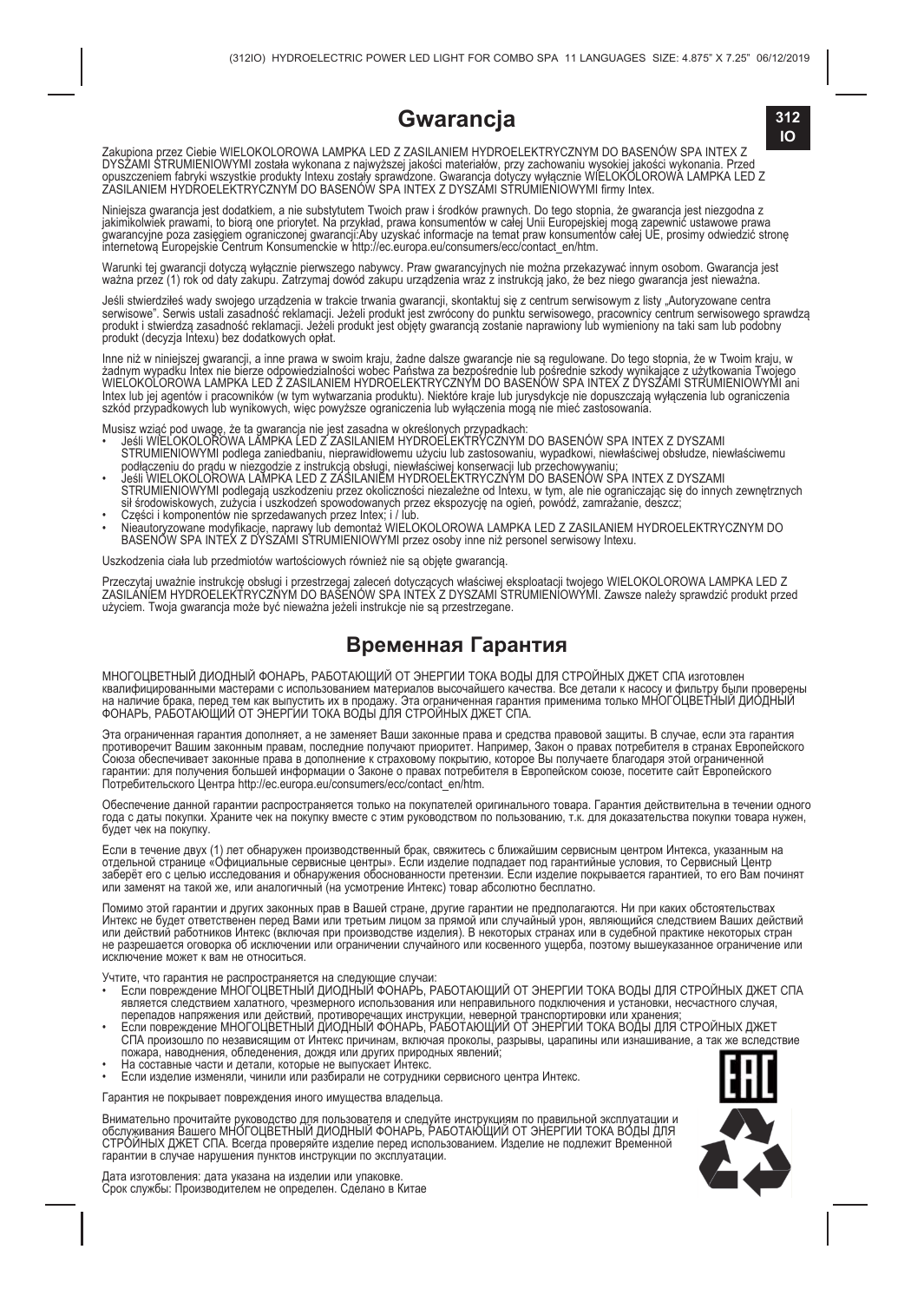# Gwarancja

Zakupiona przez Ciebie WIELOKOLOROWA LAMPKA LED Z ZASILANIEM HYDROELEKTRYCZNYM DO BASENÓW SPA INTEX Z DYSZAMI STRUMIENIOWYMI została wykonana z najwyższej jakości materiałów, przy zachowaniu wysokiej jakości wykonania. Przed opuszczeniem fabryki wszystkie produkty Intexu zostały sprawdzone. Gwarancja dotyczy wyłącznie WIELOKOLOROWA LAMPKA LED Z ZASILANIEM HYDROELEKTRYCZNYM DO BASENÓW SPA INTEX Z DYSZAMI STRUMIENIOWYMI firmy Intex.

Niniejsza gwarancja jest dodatkiem, a nie substytutem Twoich praw i środków prawnych. Do tego stopnia, że gwarancja jest niezgodna z jakimikolwiek prawami, to biorą one priorytet. Na przykład, prawa konsumentów w całej Unii Europejskiej mogą zapewnić ustawowe prawa gwarancyjne poza zasięgiem ograniczonej gwarancji:Aby uzyskać informacje na temat praw konsumentów całej UE, prosimy odwiedzić stronę internetową Europejskie Centrum Konsumenckie w http://ec.europa.eu/consumers/ecc/contact_en/htm.

Warunki tej gwarancji dotyczą wyłącznie pierwszego nabywcy. Praw gwarancyjnych nie można przekazywać innym osobom. Gwarancja jest ważna przez (1) rok od daty zakupu. Zatrzymaj dowód zakupu urządzenia wraz z instrukcją jako, że bez niego gwarancja jest nieważna.

Jeśli stwierdziłeś wady swojego urządzenia w trakcie trwania gwarancji, skontaktuj się z centrum serwisowym z listy „Autoryzowane centra serwisowe". Serwis ustali zasadność reklamacji. Jeżeli produkt jest zwrócony do punktu serwisowego, pracownicy centrum serwisowego sprawdzą produkt i stwierdzą zasadność reklamacji. Jeżeli produkt jest objęty gwarancją zostanie naprawiony lub wymieniony na taki sam lub podobny produkt (decyzja Intexu) bez dodatkowych opłat.

Inne niż w niniejszej gwarancji, a inne prawa w swoim kraju, żadne dalsze gwarancje nie są regulowane. Do tego stopnia, że w Twoim kraju, w żadnym wypadku Intex nie bierze odpowiedzialności wobec Państwa za bezpośrednie lub pośrednie szkody wynikające z użytkowania Twojego WIELOKOLOROWA LAMPKA LED Z ZASILANIEM HYDROELEKTRYCZNYM DO BASENÓW SPA INTEX Z DYSZAMI STRUMIENIOWYMI ani Intex lub jej agentów i pracowników (w tym wytwarzania produktu). Niektóre kraje lub jurysdykcje nie dopuszczają wyłączenia lub ograniczenia szkód przypadkowych lub wynikowych, więc powyższe ograniczenia lub wyłączenia mogą nie mieć zastosowania.

Musisz wziąć pod uwagę, że ta gwarancja nie jest zasadna w określonych przypadkach:
- Jeśli WIELOKOLOROWA LAMPKA LED Z ZASILANIEM HYDROELEKTRYCZNYM DO BASENÓW SPA INTEX Z DYSZAMI STRUMIENIOWYMI podlega zaniedbaniu, nieprawidłowemu użyciu lub zastosowaniu, wypadkowi, niewłaściwej obsłudze, niewłaściwemu podłączeniu do prądu w niezgodzie z instrukcją obsługi, niewłaściwej konserwacji lub przechowywaniu;
- Jeśli WIELOKOLOROWA LAMPKA LED Z ZASILANIEM HYDROELEKTRYCZNYM DO BASENÓW SPA INTEX Z DYSZAMI STRUMIENIOWYMI podlegają uszkodzeniu przez okoliczności niezależne od Intexu, w tym, ale nie ograniczając się do innych zewnętrznych sił środowiskowych, zużycia i uszkodzeń spowodowanych przez ekspozycję na ogień, powódź, zamrażanie, deszcz;
- Części i komponentów nie sprzedawanych przez Intex; i / lub.
- Nieautoryzowane modyfikacje, naprawy lub demontaż WIELOKOLOROWA LAMPKA LED Z ZASILANIEM HYDROELEKTRYCZNYM DO BASENÓW SPA INTEX Z DYSZAMI STRUMIENIOWYMI przez osoby inne niż personel serwisowy Intexu.

Uszkodzenia ciała lub przedmiotów wartościowych również nie są objęte gwarancją.

Przeczytaj uważnie instrukcję obsługi i przestrzegaj zaleceń dotyczących właściwej eksploatacji twojego WIELOKOLOROWA LAMPKA LED Z ZASILANIEM HYDROELEKTRYCZNYM DO BASENÓW SPA INTEX Z DYSZAMI STRUMIENIOWYMI. Zawsze należy sprawdzić produkt przed użyciem. Twoja gwarancja może być nieważna jeżeli instrukcje nie są przestrzegane.

# Временная Гарантия

МНОГОЦВЕТНЫЙ ДИОДНЫЙ ФОНАРЬ, РАБОТАЮЩИЙ ОТ ЭНЕРГИИ ТОКА ВОДЫ ДЛЯ СТРОЙНЫХ ДЖЕТ СПА изготовлен квалифицированными мастерами с использованием материалов высочайшего качества. Все детали к насосу и фильтру были проверены на наличие брака, перед тем как выпустить их в продажу. Эта ограниченная гарантия применима только МНОГОЦВЕТНЫЙ ДИОДНЫЙ ФОНАРЬ, РАБОТАЮЩИЙ ОТ ЭНЕРГИИ ТОКА ВОДЫ ДЛЯ СТРОЙНЫХ ДЖЕТ СПА.

Эта ограниченная гарантия дополняет, а не заменяет Ваши законные права и средства правовой защиты. В случае, если эта гарантия противоречит Вашим законным правам, последние получают приоритет. Например, Закон о правах потребителя в странах Европейского Союза обеспечивает законные права в дополнение к страховому покрытию, которое Вы получаете благодаря этой ограниченной гарантии: для получения большей информации о Законе о правах потребителя в Европейском союзе, посетите сайт Европейского Потребительского Центра http://ec.europa.eu/consumers/ecc/contact_en/htm.

Обеспечение данной гарантии распространяется только на покупателей оригинального товара. Гарантия действительна в течении одного года с даты покупки. Храните чек на покупку вместе с этим руководством по пользованию, т.к. для доказательства покупки товара нужен, будет чек на покупку.

Если в течение двух (1) лет обнаружен производственный брак, свяжитесь с ближайшим сервисным центром Интекса, указанным на отдельной странице «Официальные сервисные центры». Если изделие подпадает под гарантийные условия, то Сервисный Центр заберёт его с целью исследования и обнаружения обоснованности претензии. Если изделие покрывается гарантией, то его Вам починят или заменят на такой же, или аналогичный (на усмотрение Интекс) товар абсолютно бесплатно.

Помимо этой гарантии и других законных прав в Вашей стране, другие гарантии не предполагаются. Ни при каких обстоятельствах Интекс не будет ответственен перед Вами или третьим лицом за прямой или случайный урон, являющийся следствием Ваших действий или действий работников Интекс (включая при производстве изделия). В некоторых странах или в судебной практике некоторых стран не разрешается оговорка об исключении или ограничении случайного или косвенного ущерба, поэтому вышеуказанное ограничение или исключение может к вам не относиться.

Учтите, что гарантия не распространяется на следующие случаи:
- Если повреждение МНОГОЦВЕТНЫЙ ДИОДНЫЙ ФОНАРЬ, РАБОТАЮЩИЙ ОТ ЭНЕРГИИ ТОКА ВОДЫ ДЛЯ СТРОЙНЫХ ДЖЕТ СПА является следствием халатного, чрезмерного использования или неправильного подключения и установки, несчастного случая, перепадов напряжения или действий, противоречащих инструкции, неверной транспортировки или хранения;
- Если повреждение МНОГОЦВЕТНЫЙ ДИОДНЫЙ ФОНАРЬ, РАБОТАЮЩИЙ ОТ ЭНЕРГИИ ТОКА ВОДЫ ДЛЯ СТРОЙНЫХ ДЖЕТ СПА произошло по независящим от Интекс причинам, включая проколы, разрывы, царапины или изнашивание, а так же вследствие пожара, наводнения, обледенения, дождя или других природных явлений;
- На составные части и детали, которые не выпускает Интекс.
- Если изделие изменяли, чинили или разбирали не сотрудники сервисного центра Интекс.

Гарантия не покрывает повреждения иного имущества владельца.

Внимательно прочитайте руководство для пользователя и следуйте инструкциям по правильной эксплуатации и обслуживания Вашего МНОГОЦВЕТНЫЙ ДИОДНЫЙ ФОНАРЬ, РАБОТАЮЩИЙ ОТ ЭНЕРГИИ ТОКА ВОДЫ ДЛЯ СТРОЙНЫХ ДЖЕТ СПА. Всегда проверяйте изделие перед использованием. Изделие не подлежит Временной гарантии в случае нарушения пунктов инструкции по эксплуатации.

Дата изготовления: дата указана на изделии или упаковке.
Срок службы: Производителем не определен. Сделано в Китае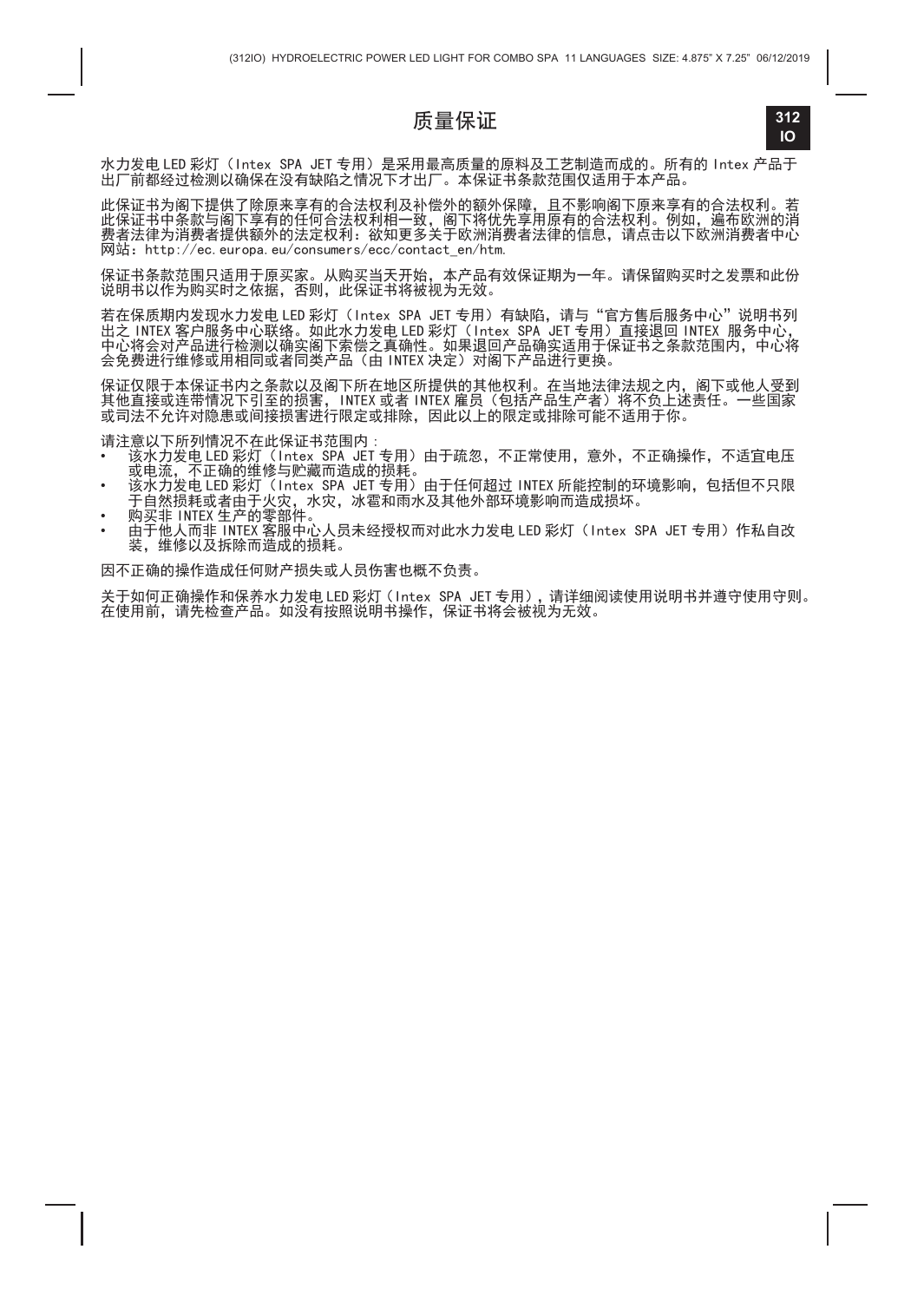# 质量保证

水力发电 LED 彩灯（Intex SPA JET 专用）是采用最高质量的原料及工艺制造而成的。所有的 Intex 产品于出厂前都经过检测以确保在没有缺陷之情况下才出厂。本保证书条款范围仅适用于本产品。

此保证书为阁下提供了除原来享有的合法权利及补偿外的额外保障，且不影响阁下原来享有的合法权利。若此保证书中条款与阁下享有的任何合法权利相一致，阁下将优先享用原有的合法权利。例如，遍布欧洲的消费者法律为消费者提供额外的法定权利：欲知更多关于欧洲消费者法律的信息，请点击以下欧洲消费者中心网站：http://ec.europa.eu/consumers/ecc/contact_en/htm.

保证书条款范围只适用于原买家。从购买当天开始，本产品有效保证期为一年。请保留购买时之发票和此份说明书以作为购买时之依据，否则，此保证书将被视为无效。

若在保质期内发现水力发电 LED 彩灯（Intex SPA JET 专用）有缺陷，请与"官方售后服务中心"说明书列出之 INTEX 客户服务中心联络。如此水力发电 LED 彩灯（Intex SPA JET 专用）直接退回 INTEX 服务中心，中心将会对产品进行检测以确实阁下索偿之真确性。如果退回产品确实适用于保证书之条款范围内，中心将会免费进行维修或用相同或者同类产品（由 INTEX 决定）对阁下产品进行更换。

保证仅限于本保证书内之条款以及阁下所在地区所提供的其他权利。在当地法律法规之内，阁下或他人受到其他直接或连带情况下引至的损害，INTEX 或者 INTEX 雇员（包括产品生产者）将不负上述责任。一些国家或司法不允许对隐患或间接损害进行限定或排除，因此以上的限定或排除可能不适用于你。

请注意以下所列情况不在此保证书范围内：

- 该水力发电 LED 彩灯（Intex SPA JET 专用）由于疏忽，不正常使用，意外，不正确操作，不适宜电压或电流，不正确的维修与贮藏而造成的损耗。
- 该水力发电 LED 彩灯（Intex SPA JET 专用）由于任何超过 INTEX 所能控制的环境影响，包括但不只限于自然损耗或者由于火灾，水灾，冰雹和雨水及其他外部环境影响而造成损坏。
- 购买非 INTEX 生产的零部件。
- 由于他人而非 INTEX 客服中心人员未经授权而对此水力发电 LED 彩灯（Intex SPA JET 专用）作私自改装，维修以及拆除而造成的损耗。

因不正确的操作造成任何财产损失或人员伤害也概不负责。

关于如何正确操作和保养水力发电 LED 彩灯（Intex SPA JET 专用），请详细阅读使用说明书并遵守使用守则。在使用前，请先检查产品。如没有按照说明书操作，保证书将会被视为无效。